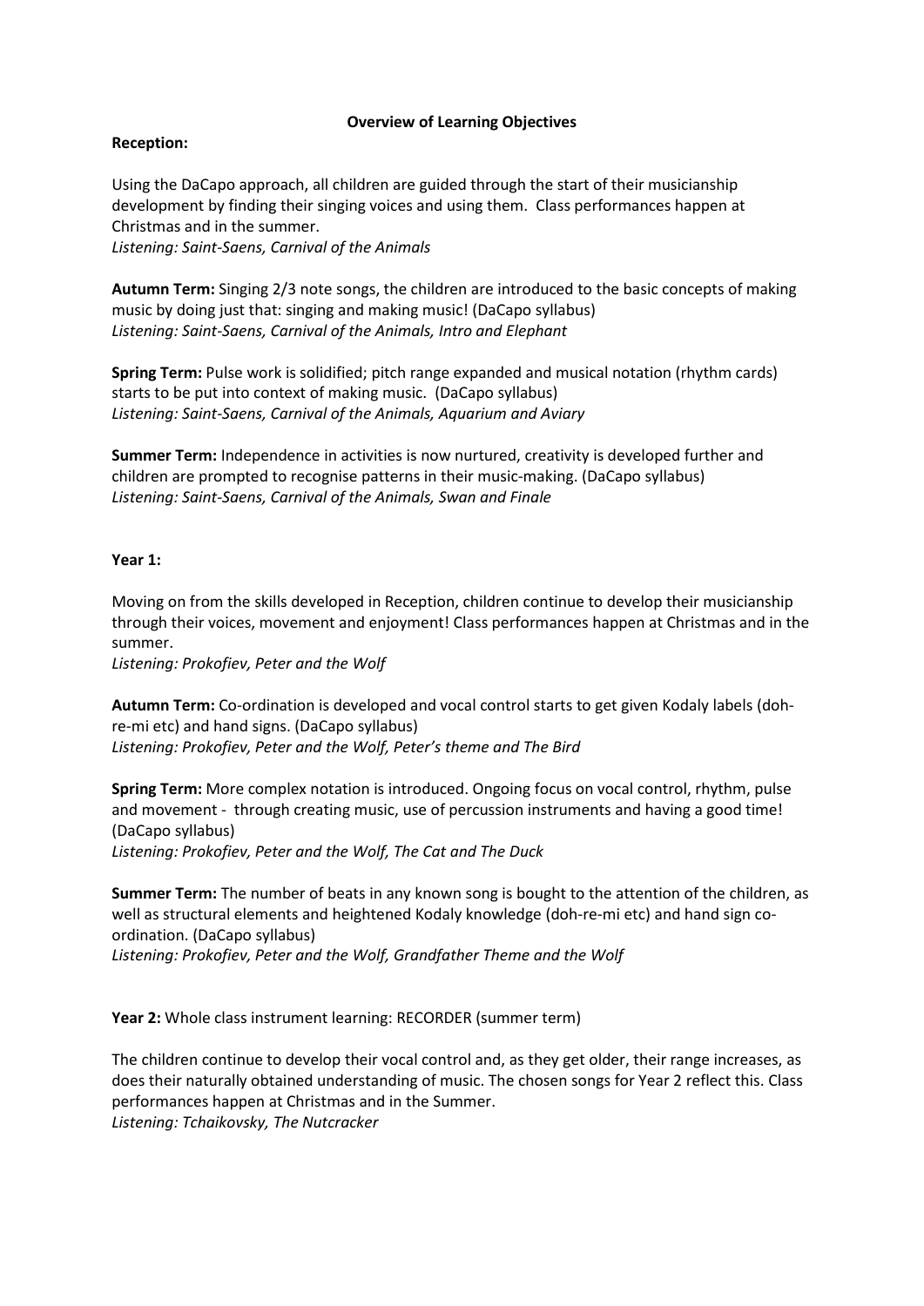# Overview of Learning Objectives

**Reception:**

Using the DaCapo approach, all children are guided through the start of their musicianship development by finding their singing voices and using them. Class performances happen at Christmas and in the summer.
*Listening: Saint-Saens, Carnival of the Animals*

**Autumn Term:** Singing 2/3 note songs, the children are introduced to the basic concepts of making music by doing just that: singing and making music! (DaCapo syllabus)
*Listening: Saint-Saens, Carnival of the Animals, Intro and Elephant*

**Spring Term:** Pulse work is solidified; pitch range expanded and musical notation (rhythm cards) starts to be put into context of making music. (DaCapo syllabus)
*Listening: Saint-Saens, Carnival of the Animals, Aquarium and Aviary*

**Summer Term:** Independence in activities is now nurtured, creativity is developed further and children are prompted to recognise patterns in their music-making. (DaCapo syllabus)
*Listening: Saint-Saens, Carnival of the Animals, Swan and Finale*

**Year 1:**

Moving on from the skills developed in Reception, children continue to develop their musicianship through their voices, movement and enjoyment! Class performances happen at Christmas and in the summer.
*Listening: Prokofiev, Peter and the Wolf*

**Autumn Term:** Co-ordination is developed and vocal control starts to get given Kodaly labels (doh-re-mi etc) and hand signs. (DaCapo syllabus)
*Listening: Prokofiev, Peter and the Wolf, Peter's theme and The Bird*

**Spring Term:** More complex notation is introduced. Ongoing focus on vocal control, rhythm, pulse and movement - through creating music, use of percussion instruments and having a good time! (DaCapo syllabus)
*Listening: Prokofiev, Peter and the Wolf, The Cat and The Duck*

**Summer Term:** The number of beats in any known song is bought to the attention of the children, as well as structural elements and heightened Kodaly knowledge (doh-re-mi etc) and hand sign co-ordination. (DaCapo syllabus)
*Listening: Prokofiev, Peter and the Wolf, Grandfather Theme and the Wolf*

**Year 2:** Whole class instrument learning: RECORDER (summer term)

The children continue to develop their vocal control and, as they get older, their range increases, as does their naturally obtained understanding of music. The chosen songs for Year 2 reflect this. Class performances happen at Christmas and in the Summer.
*Listening: Tchaikovsky, The Nutcracker*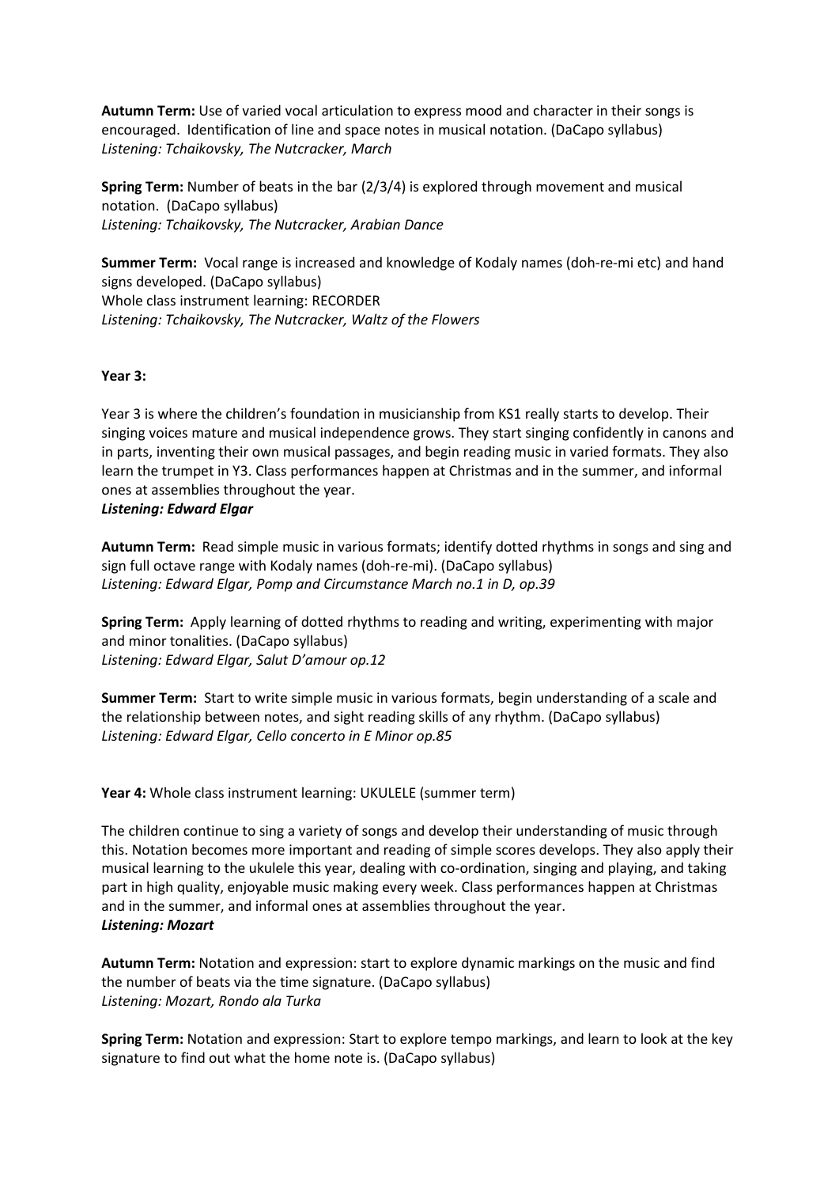**Autumn Term:** Use of varied vocal articulation to express mood and character in their songs is encouraged. Identification of line and space notes in musical notation. (DaCapo syllabus)
*Listening: Tchaikovsky, The Nutcracker, March*

**Spring Term:** Number of beats in the bar (2/3/4) is explored through movement and musical notation. (DaCapo syllabus)
*Listening: Tchaikovsky, The Nutcracker, Arabian Dance*

**Summer Term:** Vocal range is increased and knowledge of Kodaly names (doh-re-mi etc) and hand signs developed. (DaCapo syllabus)
Whole class instrument learning: RECORDER
*Listening: Tchaikovsky, The Nutcracker, Waltz of the Flowers*

**Year 3:**

Year 3 is where the children's foundation in musicianship from KS1 really starts to develop. Their singing voices mature and musical independence grows. They start singing confidently in canons and in parts, inventing their own musical passages, and begin reading music in varied formats. They also learn the trumpet in Y3. Class performances happen at Christmas and in the summer, and informal ones at assemblies throughout the year.
***Listening: Edward Elgar***

**Autumn Term:** Read simple music in various formats; identify dotted rhythms in songs and sing and sign full octave range with Kodaly names (doh-re-mi). (DaCapo syllabus)
*Listening: Edward Elgar, Pomp and Circumstance March no.1 in D, op.39*

**Spring Term:** Apply learning of dotted rhythms to reading and writing, experimenting with major and minor tonalities. (DaCapo syllabus)
*Listening: Edward Elgar, Salut D'amour op.12*

**Summer Term:** Start to write simple music in various formats, begin understanding of a scale and the relationship between notes, and sight reading skills of any rhythm. (DaCapo syllabus)
*Listening: Edward Elgar, Cello concerto in E Minor op.85*

**Year 4:** Whole class instrument learning: UKULELE (summer term)

The children continue to sing a variety of songs and develop their understanding of music through this. Notation becomes more important and reading of simple scores develops. They also apply their musical learning to the ukulele this year, dealing with co-ordination, singing and playing, and taking part in high quality, enjoyable music making every week. Class performances happen at Christmas and in the summer, and informal ones at assemblies throughout the year.
***Listening: Mozart***

**Autumn Term:** Notation and expression: start to explore dynamic markings on the music and find the number of beats via the time signature. (DaCapo syllabus)
*Listening: Mozart, Rondo ala Turka*

**Spring Term:** Notation and expression: Start to explore tempo markings, and learn to look at the key signature to find out what the home note is. (DaCapo syllabus)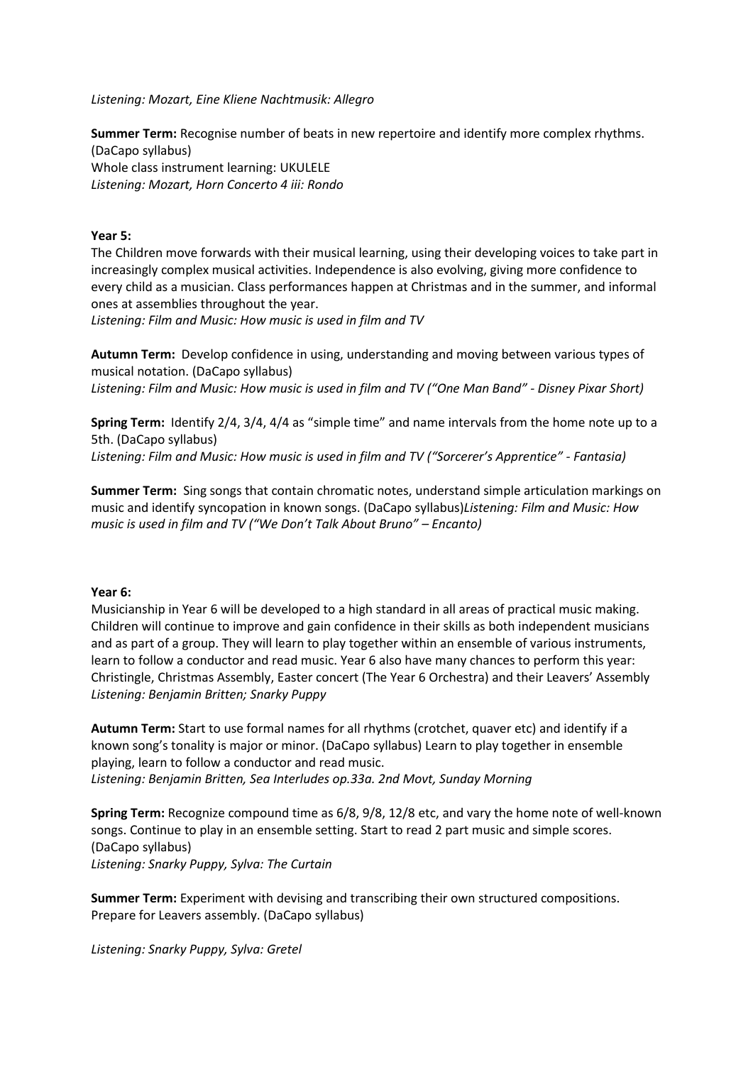*Listening: Mozart, Eine Kliene Nachtmusik: Allegro*

**Summer Term:** Recognise number of beats in new repertoire and identify more complex rhythms. (DaCapo syllabus)
Whole class instrument learning: UKULELE
*Listening: Mozart, Horn Concerto 4 iii: Rondo*

**Year 5:**
The Children move forwards with their musical learning, using their developing voices to take part in increasingly complex musical activities. Independence is also evolving, giving more confidence to every child as a musician. Class performances happen at Christmas and in the summer, and informal ones at assemblies throughout the year.
*Listening: Film and Music: How music is used in film and TV*

**Autumn Term:** Develop confidence in using, understanding and moving between various types of musical notation. (DaCapo syllabus)
*Listening: Film and Music: How music is used in film and TV ("One Man Band" - Disney Pixar Short)*

**Spring Term:** Identify 2/4, 3/4, 4/4 as "simple time" and name intervals from the home note up to a 5th. (DaCapo syllabus)
*Listening: Film and Music: How music is used in film and TV ("Sorcerer's Apprentice" - Fantasia)*

**Summer Term:** Sing songs that contain chromatic notes, understand simple articulation markings on music and identify syncopation in known songs. (DaCapo syllabus)*Listening: Film and Music: How music is used in film and TV ("We Don't Talk About Bruno" – Encanto)*

**Year 6:**
Musicianship in Year 6 will be developed to a high standard in all areas of practical music making. Children will continue to improve and gain confidence in their skills as both independent musicians and as part of a group. They will learn to play together within an ensemble of various instruments, learn to follow a conductor and read music. Year 6 also have many chances to perform this year: Christingle, Christmas Assembly, Easter concert (The Year 6 Orchestra) and their Leavers' Assembly
*Listening: Benjamin Britten; Snarky Puppy*

**Autumn Term:** Start to use formal names for all rhythms (crotchet, quaver etc) and identify if a known song's tonality is major or minor. (DaCapo syllabus) Learn to play together in ensemble playing, learn to follow a conductor and read music.
*Listening: Benjamin Britten, Sea Interludes op.33a. 2nd Movt, Sunday Morning*

**Spring Term:** Recognize compound time as 6/8, 9/8, 12/8 etc, and vary the home note of well-known songs. Continue to play in an ensemble setting. Start to read 2 part music and simple scores. (DaCapo syllabus)
*Listening: Snarky Puppy, Sylva: The Curtain*

**Summer Term:** Experiment with devising and transcribing their own structured compositions. Prepare for Leavers assembly. (DaCapo syllabus)

*Listening: Snarky Puppy, Sylva: Gretel*